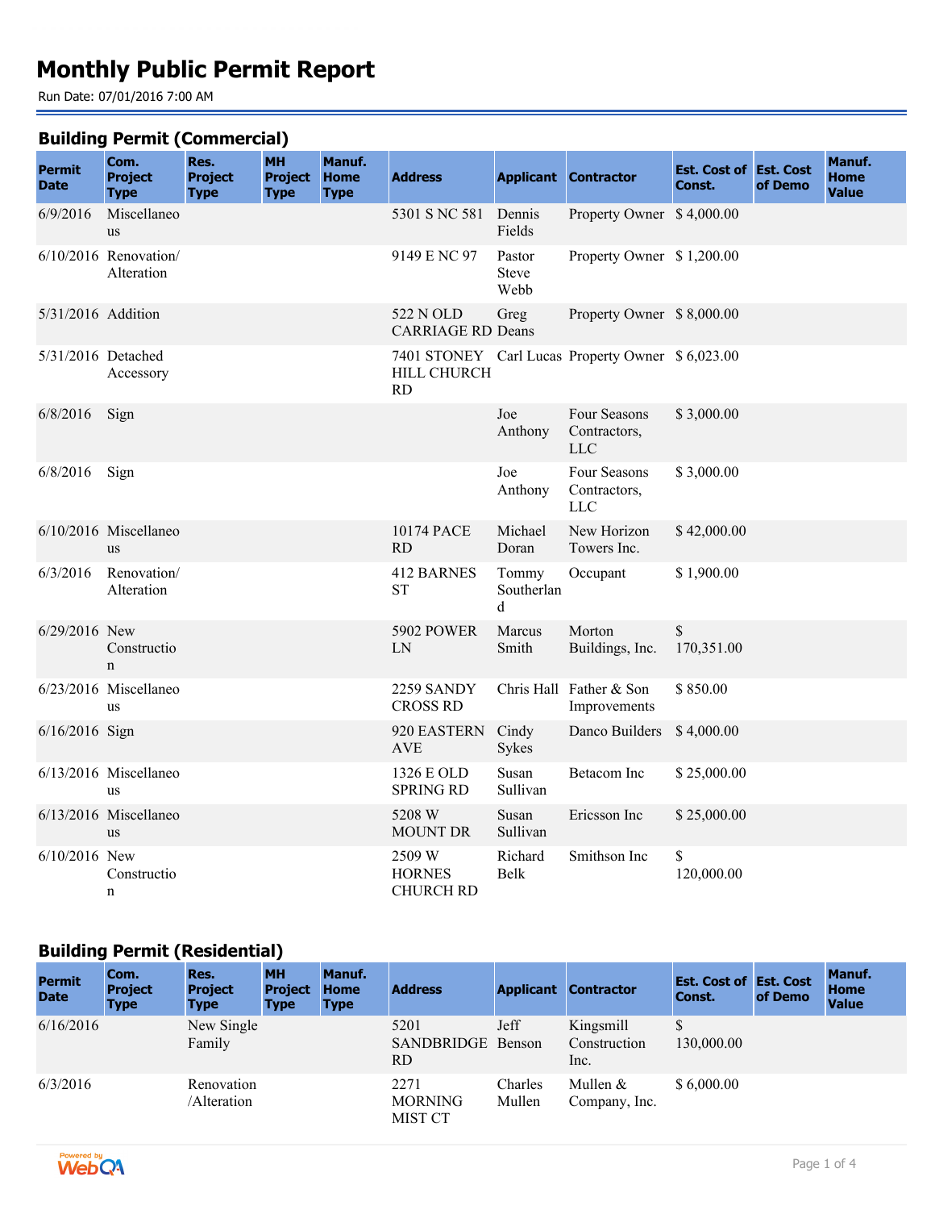# Monthly Public Permit Report

Run Date: 07/01/2016 7:00 AM

## Building Permit (Commercial)

| Permit Date | Com. Project Type | Res. Project Type | MH Project Type | Manuf. Home Type | Address | Applicant | Contractor | Est. Cost of Const. | Est. Cost of Demo | Manuf. Home Value |
|---|---|---|---|---|---|---|---|---|---|---|
| 6/9/2016 | Miscellaneous | | | | 5301 S NC 581 | Dennis Fields | Property Owner | $ 4,000.00 | | |
| 6/10/2016 | Renovation/ Alteration | | | | 9149 E NC 97 | Pastor Steve Webb | Property Owner | $ 1,200.00 | | |
| 5/31/2016 | Addition | | | | 522 N OLD CARRIAGE RD | Greg Deans | Property Owner | $ 8,000.00 | | |
| 5/31/2016 | Detached Accessory | | | | 7401 STONEY HILL CHURCH RD | Carl Lucas | Property Owner | $ 6,023.00 | | |
| 6/8/2016 | Sign | | | | | Joe Anthony | Four Seasons Contractors, LLC | $ 3,000.00 | | |
| 6/8/2016 | Sign | | | | | Joe Anthony | Four Seasons Contractors, LLC | $ 3,000.00 | | |
| 6/10/2016 | Miscellaneous | | | | 10174 PACE RD | Michael Doran | New Horizon Towers Inc. | $ 42,000.00 | | |
| 6/3/2016 | Renovation/ Alteration | | | | 412 BARNES ST | Tommy Southerland | Occupant | $ 1,900.00 | | |
| 6/29/2016 | New Construction | | | | 5902 POWER LN | Marcus Smith | Morton Buildings, Inc. | $ 170,351.00 | | |
| 6/23/2016 | Miscellaneous | | | | 2259 SANDY CROSS RD | Chris Hall | Father & Son Improvements | $ 850.00 | | |
| 6/16/2016 | Sign | | | | 920 EASTERN AVE | Cindy Sykes | Danco Builders | $ 4,000.00 | | |
| 6/13/2016 | Miscellaneous | | | | 1326 E OLD SPRING RD | Susan Sullivan | Betacom Inc | $ 25,000.00 | | |
| 6/13/2016 | Miscellaneous | | | | 5208 W MOUNT DR | Susan Sullivan | Ericsson Inc | $ 25,000.00 | | |
| 6/10/2016 | New Construction | | | | 2509 W HORNES CHURCH RD | Richard Belk | Smithson Inc | $ 120,000.00 | | |

## Building Permit (Residential)

| Permit Date | Com. Project Type | Res. Project Type | MH Project Type | Manuf. Home Type | Address | Applicant | Contractor | Est. Cost of Const. | Est. Cost of Demo | Manuf. Home Value |
|---|---|---|---|---|---|---|---|---|---|---|
| 6/16/2016 | | New Single Family | | | 5201 SANDBRIDGE RD | Jeff Benson | Kingsmill Construction Inc. | $ 130,000.00 | | |
| 6/3/2016 | | Renovation /Alteration | | | 2271 MORNING MIST CT | Charles Mullen | Mullen & Company, Inc. | $ 6,000.00 | | |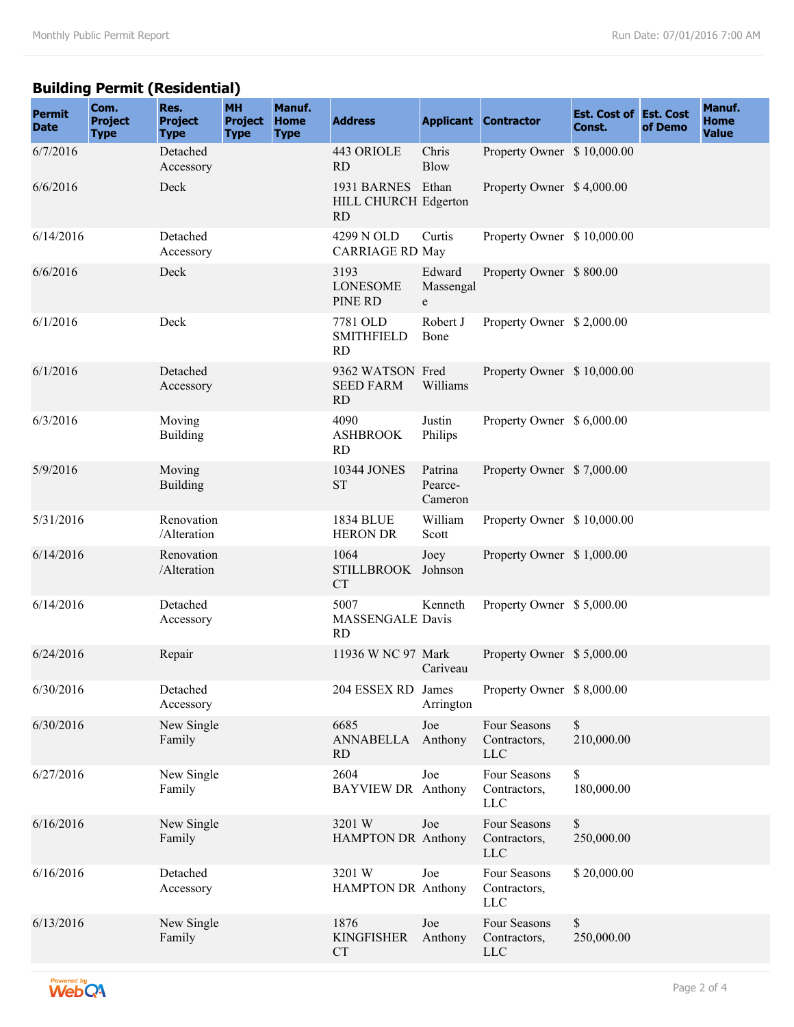## Building Permit (Residential)

| Permit Date | Com. Project Type | Res. Project Type | MH Project Type | Manuf. Home Type | Address | Applicant | Contractor | Est. Cost of Const. | Est. Cost of Demo | Manuf. Home Value |
|---|---|---|---|---|---|---|---|---|---|---|
| 6/7/2016 | | Detached Accessory | | | 443 ORIOLE RD | Chris Blow | Property Owner | $ 10,000.00 | | |
| 6/6/2016 | | Deck | | | 1931 BARNES HILL CHURCH RD | Ethan Edgerton | Property Owner | $ 4,000.00 | | |
| 6/14/2016 | | Detached Accessory | | | 4299 N OLD CARRIAGE RD | Curtis May | Property Owner | $ 10,000.00 | | |
| 6/6/2016 | | Deck | | | 3193 LONESOME PINE RD | Edward Massengale | Property Owner | $ 800.00 | | |
| 6/1/2016 | | Deck | | | 7781 OLD SMITHFIELD RD | Robert J Bone | Property Owner | $ 2,000.00 | | |
| 6/1/2016 | | Detached Accessory | | | 9362 WATSON SEED FARM RD | Fred Williams | Property Owner | $ 10,000.00 | | |
| 6/3/2016 | | Moving Building | | | 4090 ASHBROOK RD | Justin Philips | Property Owner | $ 6,000.00 | | |
| 5/9/2016 | | Moving Building | | | 10344 JONES ST | Patrina Pearce-Cameron | Property Owner | $ 7,000.00 | | |
| 5/31/2016 | | Renovation /Alteration | | | 1834 BLUE HERON DR | William Scott | Property Owner | $ 10,000.00 | | |
| 6/14/2016 | | Renovation /Alteration | | | 1064 STILLBROOK CT | Joey Johnson | Property Owner | $ 1,000.00 | | |
| 6/14/2016 | | Detached Accessory | | | 5007 MASSENGALE RD | Kenneth Davis | Property Owner | $ 5,000.00 | | |
| 6/24/2016 | | Repair | | | 11936 W NC 97 | Mark Cariveau | Property Owner | $ 5,000.00 | | |
| 6/30/2016 | | Detached Accessory | | | 204 ESSEX RD | James Arrington | Property Owner | $ 8,000.00 | | |
| 6/30/2016 | | New Single Family | | | 6685 ANNABELLA RD | Joe Anthony | Four Seasons Contractors, LLC | $ 210,000.00 | | |
| 6/27/2016 | | New Single Family | | | 2604 BAYVIEW DR | Joe Anthony | Four Seasons Contractors, LLC | $ 180,000.00 | | |
| 6/16/2016 | | New Single Family | | | 3201 W HAMPTON DR | Joe Anthony | Four Seasons Contractors, LLC | $ 250,000.00 | | |
| 6/16/2016 | | Detached Accessory | | | 3201 W HAMPTON DR | Joe Anthony | Four Seasons Contractors, LLC | $ 20,000.00 | | |
| 6/13/2016 | | New Single Family | | | 1876 KINGFISHER CT | Joe Anthony | Four Seasons Contractors, LLC | $ 250,000.00 | | |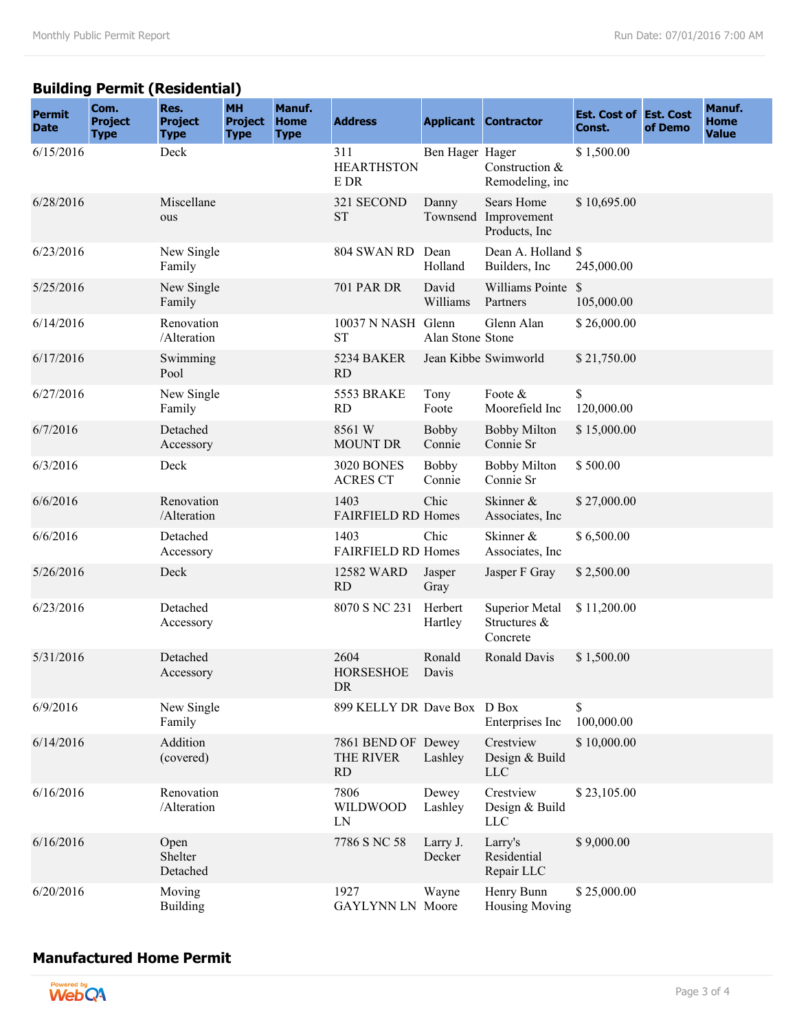## Building Permit (Residential)

| Permit Date | Com. Project Type | Res. Project Type | MH Project Type | Manuf. Home Type | Address | Applicant | Contractor | Est. Cost of Const. | Est. Cost of Demo | Manuf. Home Value |
|---|---|---|---|---|---|---|---|---|---|---|
| 6/15/2016 | | Deck | | | 311 HEARTHSTONE DR | Ben Hager | Hager Construction & Remodeling, inc | $ 1,500.00 | | |
| 6/28/2016 | | Miscellaneous | | | 321 SECOND ST | Danny Townsend | Sears Home Improvement Products, Inc | $ 10,695.00 | | |
| 6/23/2016 | | New Single Family | | | 804 SWAN RD | Dean Holland | Dean A. Holland Builders, Inc | $ 245,000.00 | | |
| 5/25/2016 | | New Single Family | | | 701 PAR DR | David Williams | Williams Pointe Partners | $ 105,000.00 | | |
| 6/14/2016 | | Renovation /Alteration | | | 10037 N NASH ST | Glenn Alan Stone | Glenn Alan Stone | $ 26,000.00 | | |
| 6/17/2016 | | Swimming Pool | | | 5234 BAKER RD | Jean Kibbe | Swimworld | $ 21,750.00 | | |
| 6/27/2016 | | New Single Family | | | 5553 BRAKE RD | Tony Foote | Foote & Moorefield Inc | $ 120,000.00 | | |
| 6/7/2016 | | Detached Accessory | | | 8561 W MOUNT DR | Bobby Connie | Bobby Milton Connie Sr | $ 15,000.00 | | |
| 6/3/2016 | | Deck | | | 3020 BONES ACRES CT | Bobby Connie | Bobby Milton Connie Sr | $ 500.00 | | |
| 6/6/2016 | | Renovation /Alteration | | | 1403 FAIRFIELD RD | Chic Homes | Skinner & Associates, Inc | $ 27,000.00 | | |
| 6/6/2016 | | Detached Accessory | | | 1403 FAIRFIELD RD | Chic Homes | Skinner & Associates, Inc | $ 6,500.00 | | |
| 5/26/2016 | | Deck | | | 12582 WARD RD | Jasper Gray | Jasper F Gray | $ 2,500.00 | | |
| 6/23/2016 | | Detached Accessory | | | 8070 S NC 231 | Herbert Hartley | Superior Metal Structures & Concrete | $ 11,200.00 | | |
| 5/31/2016 | | Detached Accessory | | | 2604 HORSESHOE DR | Ronald Davis | Ronald Davis | $ 1,500.00 | | |
| 6/9/2016 | | New Single Family | | | 899 KELLY DR | Dave Box | D Box Enterprises Inc | $ 100,000.00 | | |
| 6/14/2016 | | Addition (covered) | | | 7861 BEND OF THE RIVER RD | Dewey Lashley | Crestview Design & Build LLC | $ 10,000.00 | | |
| 6/16/2016 | | Renovation /Alteration | | | 7806 WILDWOOD LN | Dewey Lashley | Crestview Design & Build LLC | $ 23,105.00 | | |
| 6/16/2016 | | Open Shelter Detached | | | 7786 S NC 58 | Larry J. Decker | Larry's Residential Repair LLC | $ 9,000.00 | | |
| 6/20/2016 | | Moving Building | | | 1927 GAYLYNN LN | Wayne Moore | Henry Bunn Housing Moving | $ 25,000.00 | | |

## Manufactured Home Permit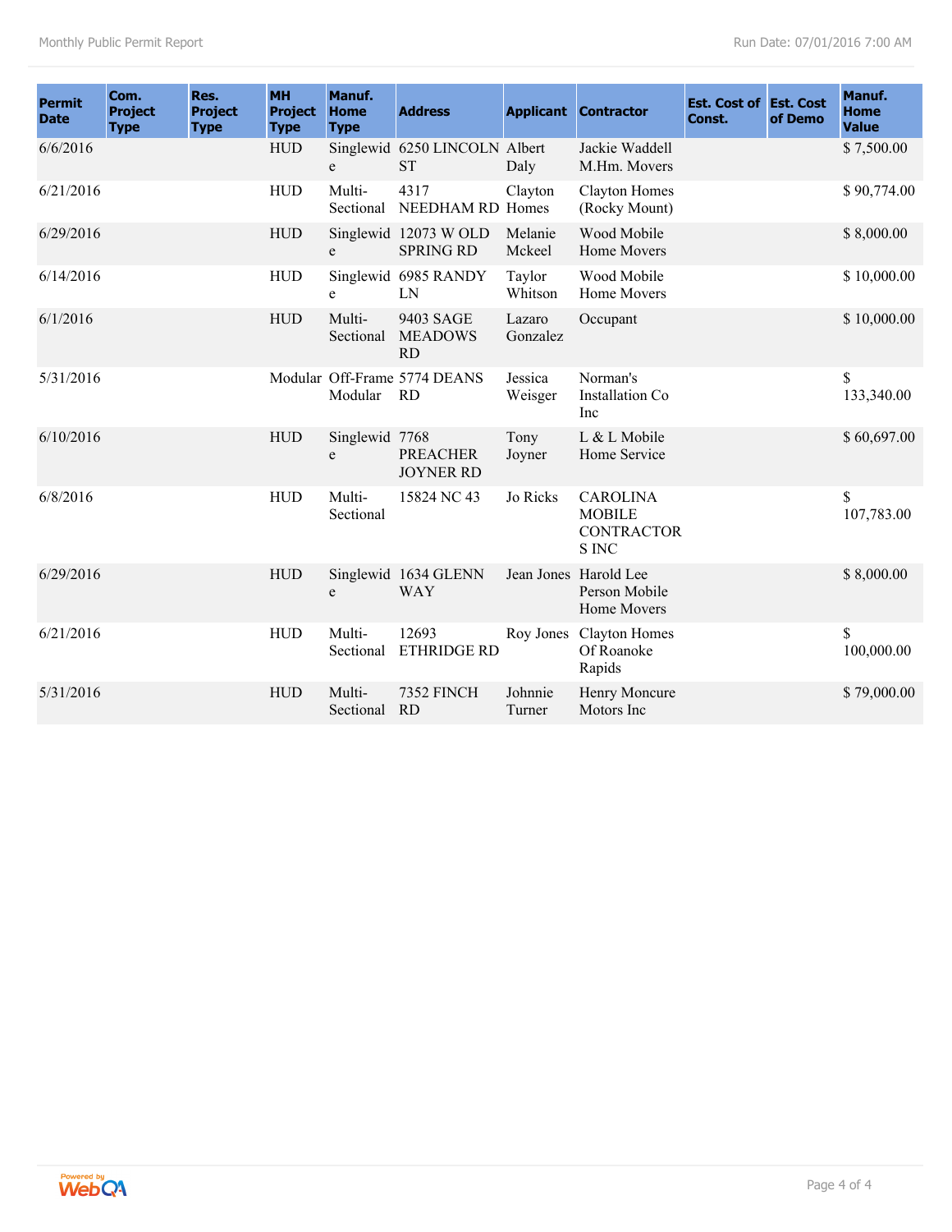| Permit Date | Com. Project Type | Res. Project Type | MH Project Type | Manuf. Home Type | Address | Applicant | Contractor | Est. Cost of Const. | Est. Cost of Demo | Manuf. Home Value |
|---|---|---|---|---|---|---|---|---|---|---|
| 6/6/2016 | | | HUD | Singlewide | 6250 LINCOLN ST | Albert Daly | Jackie Waddell M.Hm. Movers | | | $ 7,500.00 |
| 6/21/2016 | | | HUD | Multi-Sectional | 4317 NEEDHAM RD | Clayton Homes | Clayton Homes (Rocky Mount) | | | $ 90,774.00 |
| 6/29/2016 | | | HUD | Singlewide | 12073 W OLD SPRING RD | Melanie Mckeel | Wood Mobile Home Movers | | | $ 8,000.00 |
| 6/14/2016 | | | HUD | Singlewide | 6985 RANDY LN | Taylor Whitson | Wood Mobile Home Movers | | | $ 10,000.00 |
| 6/1/2016 | | | HUD | Multi-Sectional | 9403 SAGE MEADOWS RD | Lazaro Gonzalez | Occupant | | | $ 10,000.00 |
| 5/31/2016 | | | Modular | Off-Frame Modular | 5774 DEANS RD | Jessica Weisger | Norman's Installation Co Inc | | | $ 133,340.00 |
| 6/10/2016 | | | HUD | Singlewide | 7768 PREACHER JOYNER RD | Tony Joyner | L & L Mobile Home Service | | | $ 60,697.00 |
| 6/8/2016 | | | HUD | Multi-Sectional | 15824 NC 43 | Jo Ricks | CAROLINA MOBILE CONTRACTORS INC | | | $ 107,783.00 |
| 6/29/2016 | | | HUD | Singlewide | 1634 GLENN WAY | Jean Jones | Harold Lee Person Mobile Home Movers | | | $ 8,000.00 |
| 6/21/2016 | | | HUD | Multi-Sectional | 12693 ETHRIDGE RD | Roy Jones | Clayton Homes Of Roanoke Rapids | | | $ 100,000.00 |
| 5/31/2016 | | | HUD | Multi-Sectional | 7352 FINCH RD | Johnnie Turner | Henry Moncure Motors Inc | | | $ 79,000.00 |